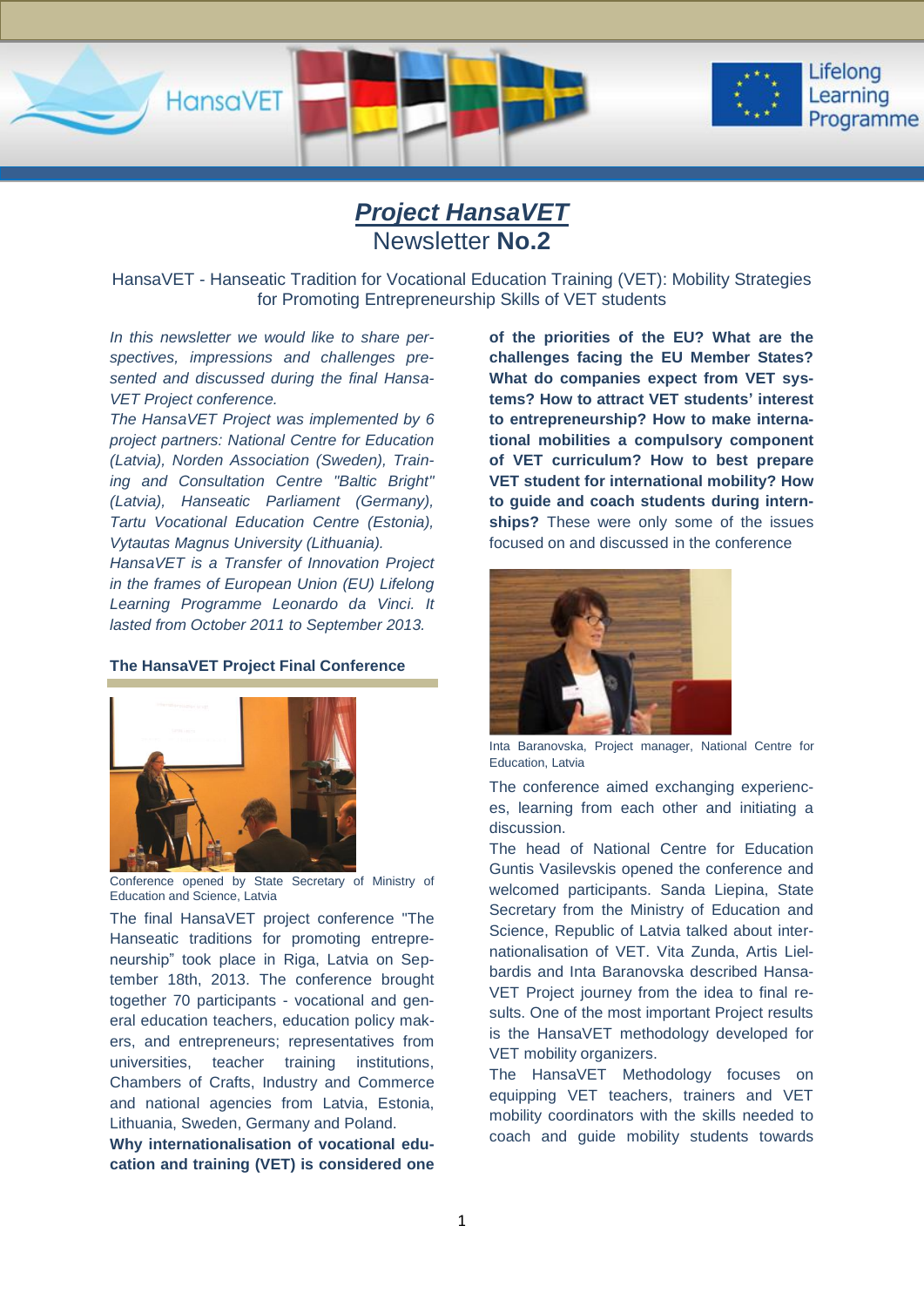# *Project HansaVET*

## Newsletter **No.2**

HansaVET - Hanseatic Tradition for Vocational Education Training (VET): Mobility Strategies for Promoting Entrepreneurship Skills of VET students

*In this newsletter we would like to share perspectives, impressions and challenges presented and discussed during the final HansaVET Project conference.*

*The HansaVET Project was implemented by 6 project partners: National Centre for Education (Latvia), Norden Association (Sweden), Training and Consultation Centre "Baltic Bright" (Latvia), Hanseatic Parliament (Germany), Tartu Vocational Education Centre (Estonia), Vytautas Magnus University (Lithuania).*

*HansaVET is a Transfer of Innovation Project in the frames of European Union (EU) Lifelong Learning Programme Leonardo da Vinci. It lasted from October 2011 to September 2013.*

### The HansaVET Project Final Conference

Conference opened by State Secretary of Ministry of Education and Science, Latvia

The final HansaVET project conference "The Hanseatic traditions for promoting entrepreneurship" took place in Riga, Latvia on September 18th, 2013. The conference brought together 70 participants - vocational and general education teachers, education policy makers, and entrepreneurs; representatives from universities, teacher training institutions, Chambers of Crafts, Industry and Commerce and national agencies from Latvia, Estonia, Lithuania, Sweden, Germany and Poland.

**Why internationalisation of vocational education and training (VET) is considered one of the priorities of the EU? What are the challenges facing the EU Member States? What do companies expect from VET systems? How to attract VET students' interest to entrepreneurship? How to make international mobilities a compulsory component of VET curriculum? How to best prepare VET student for international mobility? How to guide and coach students during internships?** These were only some of the issues focused on and discussed in the conference

Inta Baranovska, Project manager, National Centre for Education, Latvia

The conference aimed exchanging experiences, learning from each other and initiating a discussion.

The head of National Centre for Education Guntis Vasilevskis opened the conference and welcomed participants. Sanda Liepina, State Secretary from the Ministry of Education and Science, Republic of Latvia talked about internationalisation of VET. Vita Zunda, Artis Lielbardis and Inta Baranovska described HansaVET Project journey from the idea to final results. One of the most important Project results is the HansaVET methodology developed for VET mobility organizers.

The HansaVET Methodology focuses on equipping VET teachers, trainers and VET mobility coordinators with the skills needed to coach and guide mobility students towards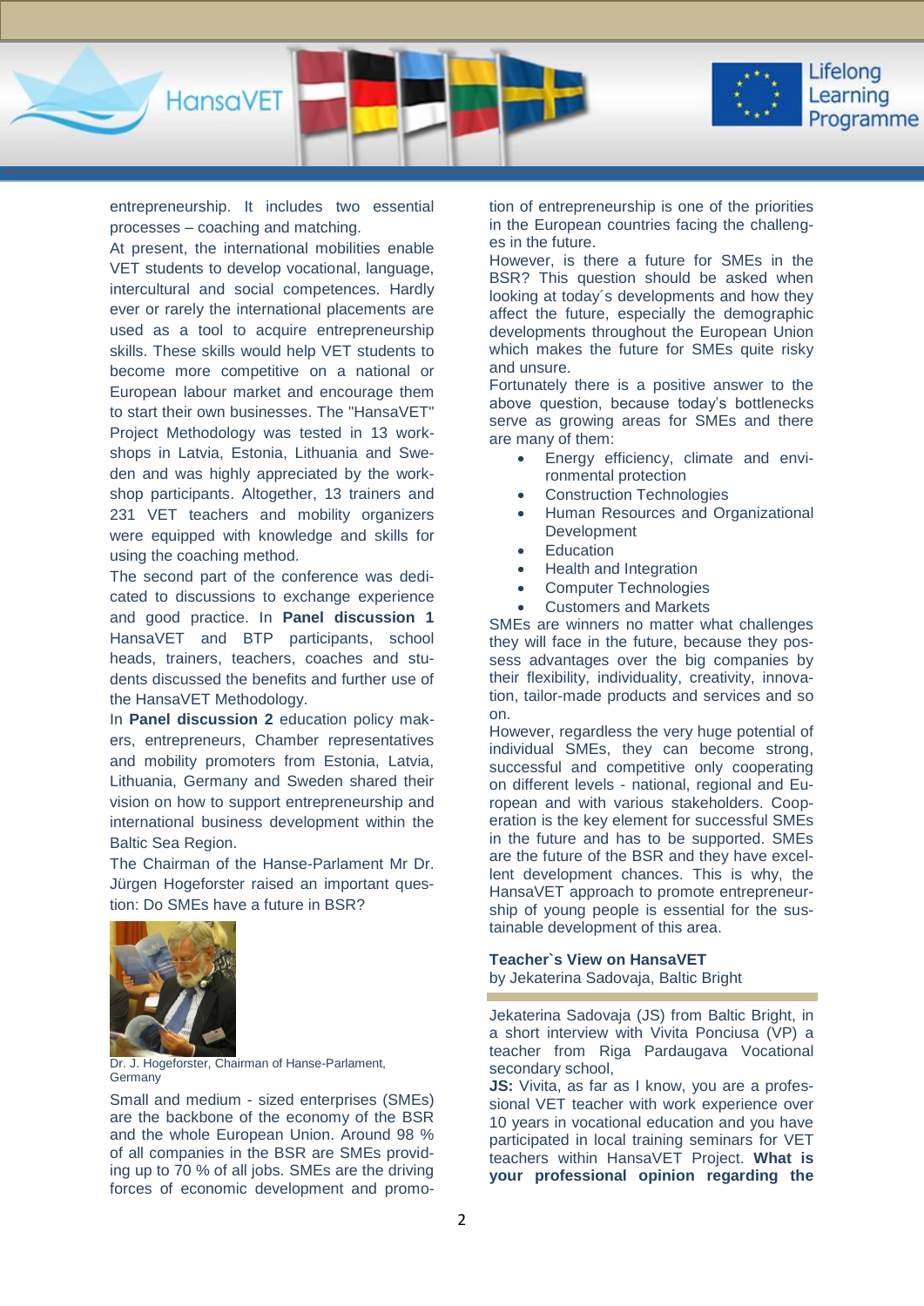entrepreneurship. It includes two essential processes – coaching and matching.

At present, the international mobilities enable VET students to develop vocational, language, intercultural and social competences. Hardly ever or rarely the international placements are used as a tool to acquire entrepreneurship skills. These skills would help VET students to become more competitive on a national or European labour market and encourage them to start their own businesses. The "HansaVET" Project Methodology was tested in 13 workshops in Latvia, Estonia, Lithuania and Sweden and was highly appreciated by the workshop participants. Altogether, 13 trainers and 231 VET teachers and mobility organizers were equipped with knowledge and skills for using the coaching method.

The second part of the conference was dedicated to discussions to exchange experience and good practice. In **Panel discussion 1** HansaVET and BTP participants, school heads, trainers, teachers, coaches and students discussed the benefits and further use of the HansaVET Methodology.

In **Panel discussion 2** education policy makers, entrepreneurs, Chamber representatives and mobility promoters from Estonia, Latvia, Lithuania, Germany and Sweden shared their vision on how to support entrepreneurship and international business development within the Baltic Sea Region.

The Chairman of the Hanse-Parlament Mr Dr. Jürgen Hogeforster raised an important question: Do SMEs have a future in BSR?

Dr. J. Hogeforster, Chairman of Hanse-Parlament, Germany

Small and medium - sized enterprises (SMEs) are the backbone of the economy of the BSR and the whole European Union. Around 98 % of all companies in the BSR are SMEs providing up to 70 % of all jobs. SMEs are the driving forces of economic development and promotion of entrepreneurship is one of the priorities in the European countries facing the challenges in the future.

However, is there a future for SMEs in the BSR? This question should be asked when looking at today´s developments and how they affect the future, especially the demographic developments throughout the European Union which makes the future for SMEs quite risky and unsure.

Fortunately there is a positive answer to the above question, because today's bottlenecks serve as growing areas for SMEs and there are many of them:

- Energy efficiency, climate and environmental protection
- Construction Technologies
- Human Resources and Organizational Development
- Education
- Health and Integration
- Computer Technologies
- Customers and Markets

SMEs are winners no matter what challenges they will face in the future, because they possess advantages over the big companies by their flexibility, individuality, creativity, innovation, tailor-made products and services and so on.

However, regardless the very huge potential of individual SMEs, they can become strong, successful and competitive only cooperating on different levels - national, regional and European and with various stakeholders. Cooperation is the key element for successful SMEs in the future and has to be supported. SMEs are the future of the BSR and they have excellent development chances. This is why, the HansaVET approach to promote entrepreneurship of young people is essential for the sustainable development of this area.

**Teacher`s View on HansaVET**
by Jekaterina Sadovaja, Baltic Bright

Jekaterina Sadovaja (JS) from Baltic Bright, in a short interview with Vivita Ponciusa (VP) a teacher from Riga Pardaugava Vocational secondary school,

**JS:** Vivita, as far as I know, you are a professional VET teacher with work experience over 10 years in vocational education and you have participated in local training seminars for VET teachers within HansaVET Project. **What is your professional opinion regarding the**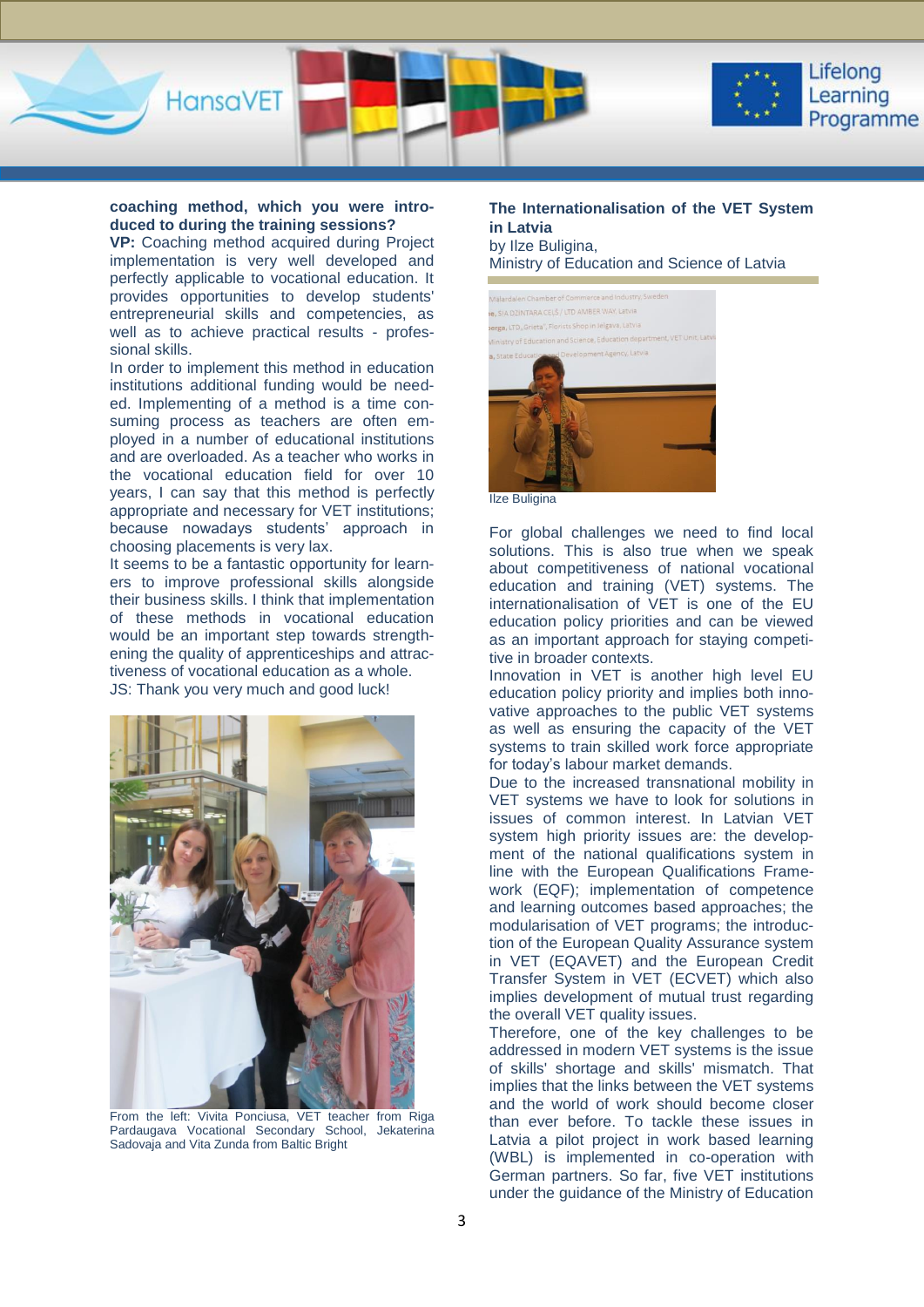**coaching method, which you were introduced to during the training sessions?**

**VP:** Coaching method acquired during Project implementation is very well developed and perfectly applicable to vocational education. It provides opportunities to develop students' entrepreneurial skills and competencies, as well as to achieve practical results - professional skills.

In order to implement this method in education institutions additional funding would be needed. Implementing of a method is a time consuming process as teachers are often employed in a number of educational institutions and are overloaded. As a teacher who works in the vocational education field for over 10 years, I can say that this method is perfectly appropriate and necessary for VET institutions; because nowadays students' approach in choosing placements is very lax.

It seems to be a fantastic opportunity for learners to improve professional skills alongside their business skills. I think that implementation of these methods in vocational education would be an important step towards strengthening the quality of apprenticeships and attractiveness of vocational education as a whole.

JS: Thank you very much and good luck!

From the left: Vivita Ponciusa, VET teacher from Riga Pardaugava Vocational Secondary School, Jekaterina Sadovaja and Vita Zunda from Baltic Bright

## The Internationalisation of the VET System in Latvia

by Ilze Buligina,
Ministry of Education and Science of Latvia

Ilze Buligina

For global challenges we need to find local solutions. This is also true when we speak about competitiveness of national vocational education and training (VET) systems. The internationalisation of VET is one of the EU education policy priorities and can be viewed as an important approach for staying competitive in broader contexts.

Innovation in VET is another high level EU education policy priority and implies both innovative approaches to the public VET systems as well as ensuring the capacity of the VET systems to train skilled work force appropriate for today's labour market demands.

Due to the increased transnational mobility in VET systems we have to look for solutions in issues of common interest. In Latvian VET system high priority issues are: the development of the national qualifications system in line with the European Qualifications Framework (EQF); implementation of competence and learning outcomes based approaches; the modularisation of VET programs; the introduction of the European Quality Assurance system in VET (EQAVET) and the European Credit Transfer System in VET (ECVET) which also implies development of mutual trust regarding the overall VET quality issues.

Therefore, one of the key challenges to be addressed in modern VET systems is the issue of skills' shortage and skills' mismatch. That implies that the links between the VET systems and the world of work should become closer than ever before. To tackle these issues in Latvia a pilot project in work based learning (WBL) is implemented in co-operation with German partners. So far, five VET institutions under the guidance of the Ministry of Education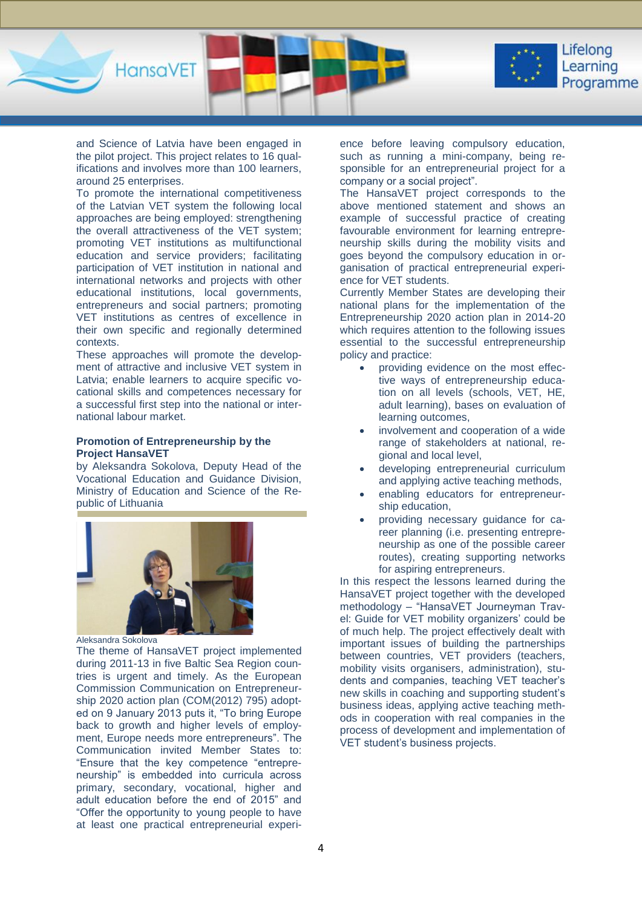and Science of Latvia have been engaged in the pilot project. This project relates to 16 qualifications and involves more than 100 learners, around 25 enterprises.

To promote the international competitiveness of the Latvian VET system the following local approaches are being employed: strengthening the overall attractiveness of the VET system; promoting VET institutions as multifunctional education and service providers; facilitating participation of VET institution in national and international networks and projects with other educational institutions, local governments, entrepreneurs and social partners; promoting VET institutions as centres of excellence in their own specific and regionally determined contexts.

These approaches will promote the development of attractive and inclusive VET system in Latvia; enable learners to acquire specific vocational skills and competences necessary for a successful first step into the national or international labour market.

## Promotion of Entrepreneurship by the Project HansaVET

by Aleksandra Sokolova, Deputy Head of the Vocational Education and Guidance Division, Ministry of Education and Science of the Republic of Lithuania

Aleksandra Sokolova

The theme of HansaVET project implemented during 2011-13 in five Baltic Sea Region countries is urgent and timely. As the European Commission Communication on Entrepreneurship 2020 action plan (COM(2012) 795) adopted on 9 January 2013 puts it, “To bring Europe back to growth and higher levels of employment, Europe needs more entrepreneurs”. The Communication invited Member States to: “Ensure that the key competence “entrepreneurship” is embedded into curricula across primary, secondary, vocational, higher and adult education before the end of 2015” and “Offer the opportunity to young people to have at least one practical entrepreneurial experience before leaving compulsory education, such as running a mini-company, being responsible for an entrepreneurial project for a company or a social project”.

The HansaVET project corresponds to the above mentioned statement and shows an example of successful practice of creating favourable environment for learning entrepreneurship skills during the mobility visits and goes beyond the compulsory education in organisation of practical entrepreneurial experience for VET students.

Currently Member States are developing their national plans for the implementation of the Entrepreneurship 2020 action plan in 2014-20 which requires attention to the following issues essential to the successful entrepreneurship policy and practice:

- providing evidence on the most effective ways of entrepreneurship education on all levels (schools, VET, HE, adult learning), bases on evaluation of learning outcomes,
- involvement and cooperation of a wide range of stakeholders at national, regional and local level,
- developing entrepreneurial curriculum and applying active teaching methods,
- enabling educators for entrepreneurship education,
- providing necessary guidance for career planning (i.e. presenting entrepreneurship as one of the possible career routes), creating supporting networks for aspiring entrepreneurs.

In this respect the lessons learned during the HansaVET project together with the developed methodology – “HansaVET Journeyman Travel: Guide for VET mobility organizers' could be of much help. The project effectively dealt with important issues of building the partnerships between countries, VET providers (teachers, mobility visits organisers, administration), students and companies, teaching VET teacher's new skills in coaching and supporting student's business ideas, applying active teaching methods in cooperation with real companies in the process of development and implementation of VET student's business projects.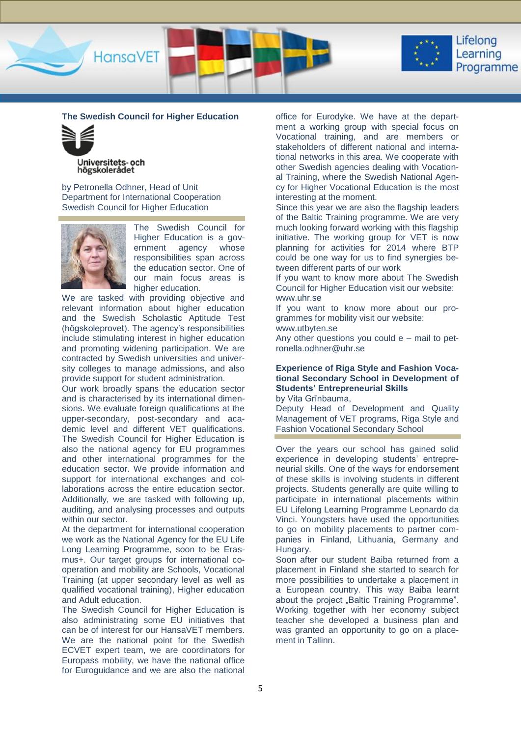## The Swedish Council for Higher Education

Universitets- och högskolerådet

by Petronella Odhner, Head of Unit
Department for International Cooperation
Swedish Council for Higher Education

The Swedish Council for Higher Education is a government agency whose responsibilities span across the education sector. One of our main focus areas is higher education.

We are tasked with providing objective and relevant information about higher education and the Swedish Scholastic Aptitude Test (högskoleprovet). The agency's responsibilities include stimulating interest in higher education and promoting widening participation. We are contracted by Swedish universities and university colleges to manage admissions, and also provide support for student administration.

Our work broadly spans the education sector and is characterised by its international dimensions. We evaluate foreign qualifications at the upper-secondary, post-secondary and academic level and different VET qualifications. The Swedish Council for Higher Education is also the national agency for EU programmes and other international programmes for the education sector. We provide information and support for international exchanges and collaborations across the entire education sector. Additionally, we are tasked with following up, auditing, and analysing processes and outputs within our sector.

At the department for international cooperation we work as the National Agency for the EU Life Long Learning Programme, soon to be Erasmus+. Our target groups for international cooperation and mobility are Schools, Vocational Training (at upper secondary level as well as qualified vocational training), Higher education and Adult education.

The Swedish Council for Higher Education is also administrating some EU initiatives that can be of interest for our HansaVET members. We are the national point for the Swedish ECVET expert team, we are coordinators for Europass mobility, we have the national office for Euroguidance and we are also the national office for Eurodyke. We have at the department a working group with special focus on Vocational training, and are members or stakeholders of different national and international networks in this area. We cooperate with other Swedish agencies dealing with Vocational Training, where the Swedish National Agency for Higher Vocational Education is the most interesting at the moment.

Since this year we are also the flagship leaders of the Baltic Training programme. We are very much looking forward working with this flagship initiative. The working group for VET is now planning for activities for 2014 where BTP could be one way for us to find synergies between different parts of our work

If you want to know more about The Swedish Council for Higher Education visit our website: www.uhr.se

If you want to know more about our programmes for mobility visit our website: www.utbyten.se

Any other questions you could e – mail to petronella.odhner@uhr.se

## Experience of Riga Style and Fashion Vocational Secondary School in Development of Students' Entrepreneurial Skills

by Vita Grīnbauma,
Deputy Head of Development and Quality Management of VET programs, Riga Style and Fashion Vocational Secondary School

Over the years our school has gained solid experience in developing students' entrepreneurial skills. One of the ways for endorsement of these skills is involving students in different projects. Students generally are quite willing to participate in international placements within EU Lifelong Learning Programme Leonardo da Vinci. Youngsters have used the opportunities to go on mobility placements to partner companies in Finland, Lithuania, Germany and Hungary.

Soon after our student Baiba returned from a placement in Finland she started to search for more possibilities to undertake a placement in a European country. This way Baiba learnt about the project „Baltic Training Programme". Working together with her economy subject teacher she developed a business plan and was granted an opportunity to go on a placement in Tallinn.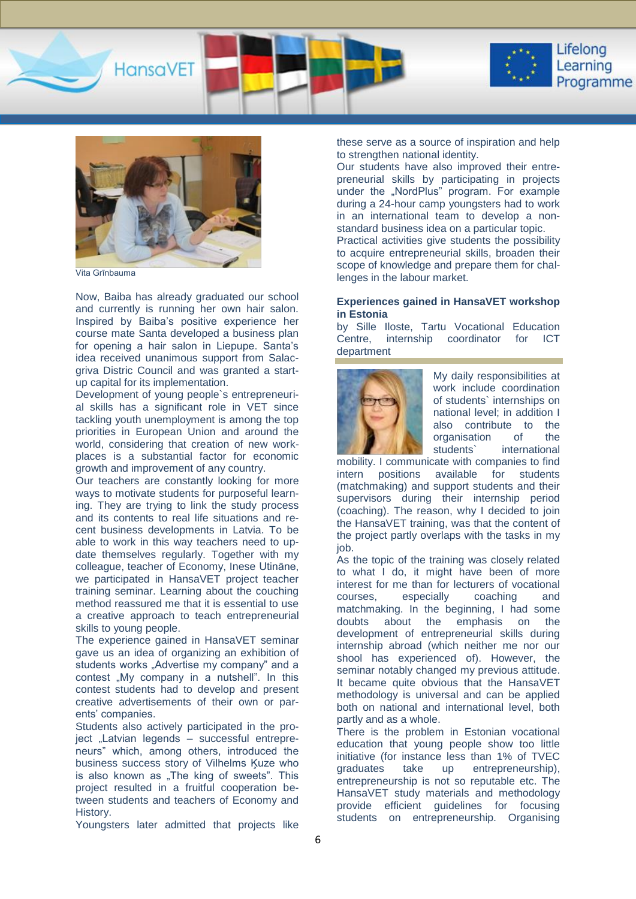Vita Grīnbauma

Now, Baiba has already graduated our school and currently is running her own hair salon. Inspired by Baiba's positive experience her course mate Santa developed a business plan for opening a hair salon in Liepupe. Santa's idea received unanimous support from Salacgriva Distric Council and was granted a start-up capital for its implementation.

Development of young people`s entrepreneurial skills has a significant role in VET since tackling youth unemployment is among the top priorities in European Union and around the world, considering that creation of new workplaces is a substantial factor for economic growth and improvement of any country.

Our teachers are constantly looking for more ways to motivate students for purposeful learning. They are trying to link the study process and its contents to real life situations and recent business developments in Latvia. To be able to work in this way teachers need to update themselves regularly. Together with my colleague, teacher of Economy, Inese Utināne, we participated in HansaVET project teacher training seminar. Learning about the couching method reassured me that it is essential to use a creative approach to teach entrepreneurial skills to young people.

The experience gained in HansaVET seminar gave us an idea of organizing an exhibition of students works „Advertise my company" and a contest „My company in a nutshell". In this contest students had to develop and present creative advertisements of their own or parents' companies.

Students also actively participated in the project „Latvian legends – successful entrepreneurs" which, among others, introduced the business success story of Vilhelms Ķuze who is also known as „The king of sweets". This project resulted in a fruitful cooperation between students and teachers of Economy and History.

Youngsters later admitted that projects like these serve as a source of inspiration and help to strengthen national identity.

Our students have also improved their entrepreneurial skills by participating in projects under the „NordPlus" program. For example during a 24-hour camp youngsters had to work in an international team to develop a non-standard business idea on a particular topic.

Practical activities give students the possibility to acquire entrepreneurial skills, broaden their scope of knowledge and prepare them for challenges in the labour market.

**Experiences gained in HansaVET workshop in Estonia**

by Sille Iloste, Tartu Vocational Education Centre, internship coordinator for ICT department

My daily responsibilities at work include coordination of students` internships on national level; in addition I also contribute to the organisation of the students` international mobility. I communicate with companies to find intern positions available for students (matchmaking) and support students and their supervisors during their internship period (coaching). The reason, why I decided to join the HansaVET training, was that the content of the project partly overlaps with the tasks in my job.

As the topic of the training was closely related to what I do, it might have been of more interest for me than for lecturers of vocational courses, especially coaching and matchmaking. In the beginning, I had some doubts about the emphasis on the development of entrepreneurial skills during internship abroad (which neither me nor our shool has experienced of). However, the seminar notably changed my previous attitude. It became quite obvious that the HansaVET methodology is universal and can be applied both on national and international level, both partly and as a whole.

There is the problem in Estonian vocational education that young people show too little initiative (for instance less than 1% of TVEC graduates take up entrepreneurship), entrepreneurship is not so reputable etc. The HansaVET study materials and methodology provide efficient guidelines for focusing students on entrepreneurship. Organising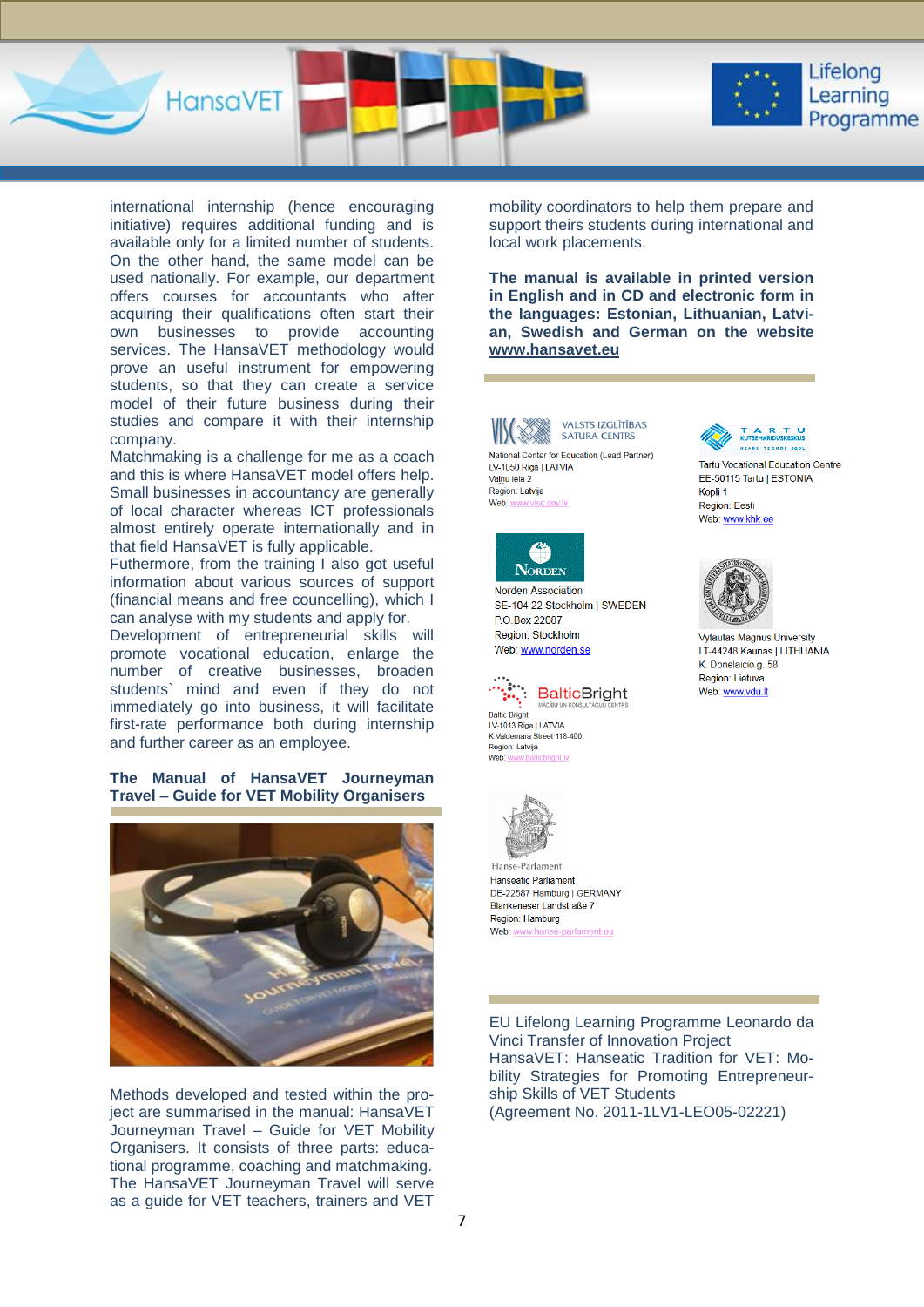international internship (hence encouraging initiative) requires additional funding and is available only for a limited number of students. On the other hand, the same model can be used nationally. For example, our department offers courses for accountants who after acquiring their qualifications often start their own businesses to provide accounting services. The HansaVET methodology would prove an useful instrument for empowering students, so that they can create a service model of their future business during their studies and compare it with their internship company.

Matchmaking is a challenge for me as a coach and this is where HansaVET model offers help. Small businesses in accountancy are generally of local character whereas ICT professionals almost entirely operate internationally and in that field HansaVET is fully applicable.

Futhermore, from the training I also got useful information about various sources of support (financial means and free councelling), which I can analyse with my students and apply for.

Development of entrepreneurial skills will promote vocational education, enlarge the number of creative businesses, broaden students` mind and even if they do not immediately go into business, it will facilitate first-rate performance both during internship and further career as an employee.

## The Manual of HansaVET Journeyman Travel – Guide for VET Mobility Organisers

Methods developed and tested within the project are summarised in the manual: HansaVET Journeyman Travel – Guide for VET Mobility Organisers. It consists of three parts: educational programme, coaching and matchmaking. The HansaVET Journeyman Travel will serve as a guide for VET teachers, trainers and VET mobility coordinators to help them prepare and support theirs students during international and local work placements.

**The manual is available in printed version in English and in CD and electronic form in the languages: Estonian, Lithuanian, Latvian, Swedish and German on the website www.hansavet.eu**

VALSTS IZGLĪTĪBAS SATURA CENTRS
National Center for Education (Lead Partner)
LV-1050 Riga | LATVIA
Valņu iela 2
Region: Latvija
Web: www.visc.gov.lv

Tartu Vocational Education Centre
EE-50115 Tartu | ESTONIA
Kopli 1
Region: Eesti
Web: www.khk.ee

Norden Association
SE-104 22 Stockholm | SWEDEN
P.O.Box 22087
Region: Stockholm
Web: www.norden.se

Vytautas Magnus University
LT-44248 Kaunas | LITHUANIA
K. Donelaicio g. 58
Region: Lietuva
Web: www.vdu.lt

Baltic Bright
LV-1013 Riga | LATVIA
K.Valdemara Street 118-400
Region: Latvija
Web: www.balticbright.lv

Hanse-Parlament
Hanseatic Parliament
DE-22587 Hamburg | GERMANY
Blankeneser Landstraße 7
Region: Hamburg
Web: www.hanse-parlament.eu

EU Lifelong Learning Programme Leonardo da Vinci Transfer of Innovation Project
HansaVET: Hanseatic Tradition for VET: Mobility Strategies for Promoting Entrepreneurship Skills of VET Students
(Agreement No. 2011-1LV1-LEO05-02221)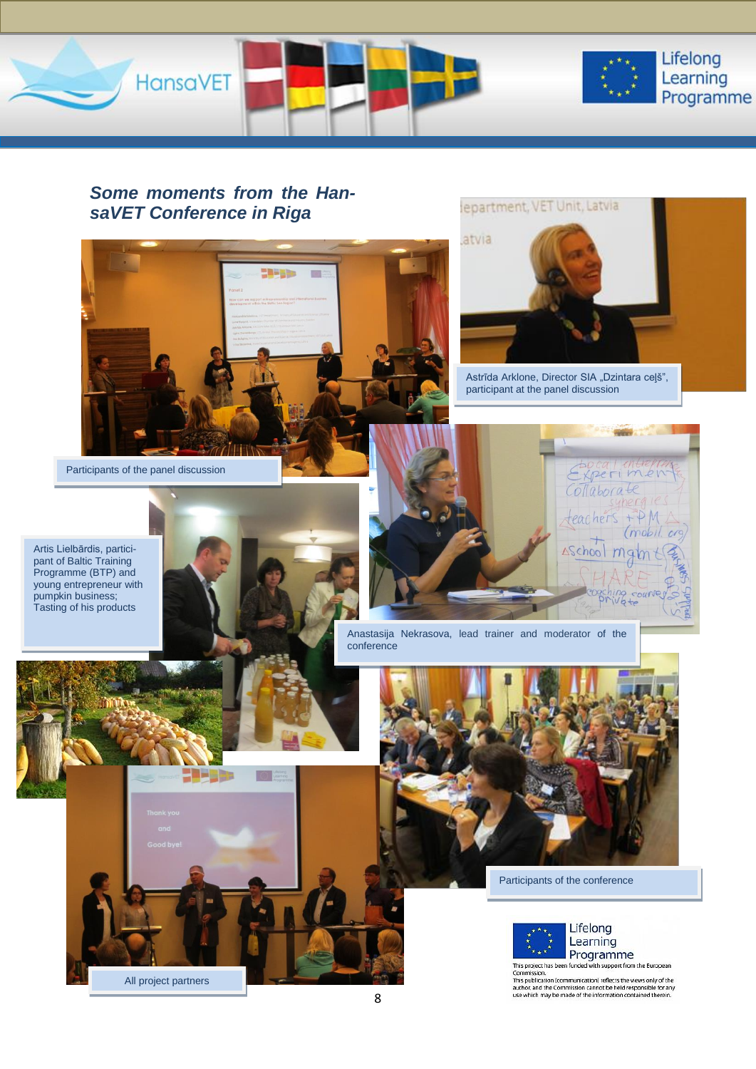## *Some moments from the HansaVET Conference in Riga*

Astrīda Arklone, Director SIA „Dzintara ceļš", participant at the panel discussion

Participants of the panel discussion

Artis Lielbārdis, participant of Baltic Training Programme (BTP) and young entrepreneur with pumpkin business; Tasting of his products

Anastasija Nekrasova, lead trainer and moderator of the conference

Participants of the conference

All project partners

Lifelong Learning Programme

This project has been funded with support from the European Commission.
This publication [communication] reflects the views only of the author, and the Commission cannot be held responsible for any use which may be made of the information contained therein.